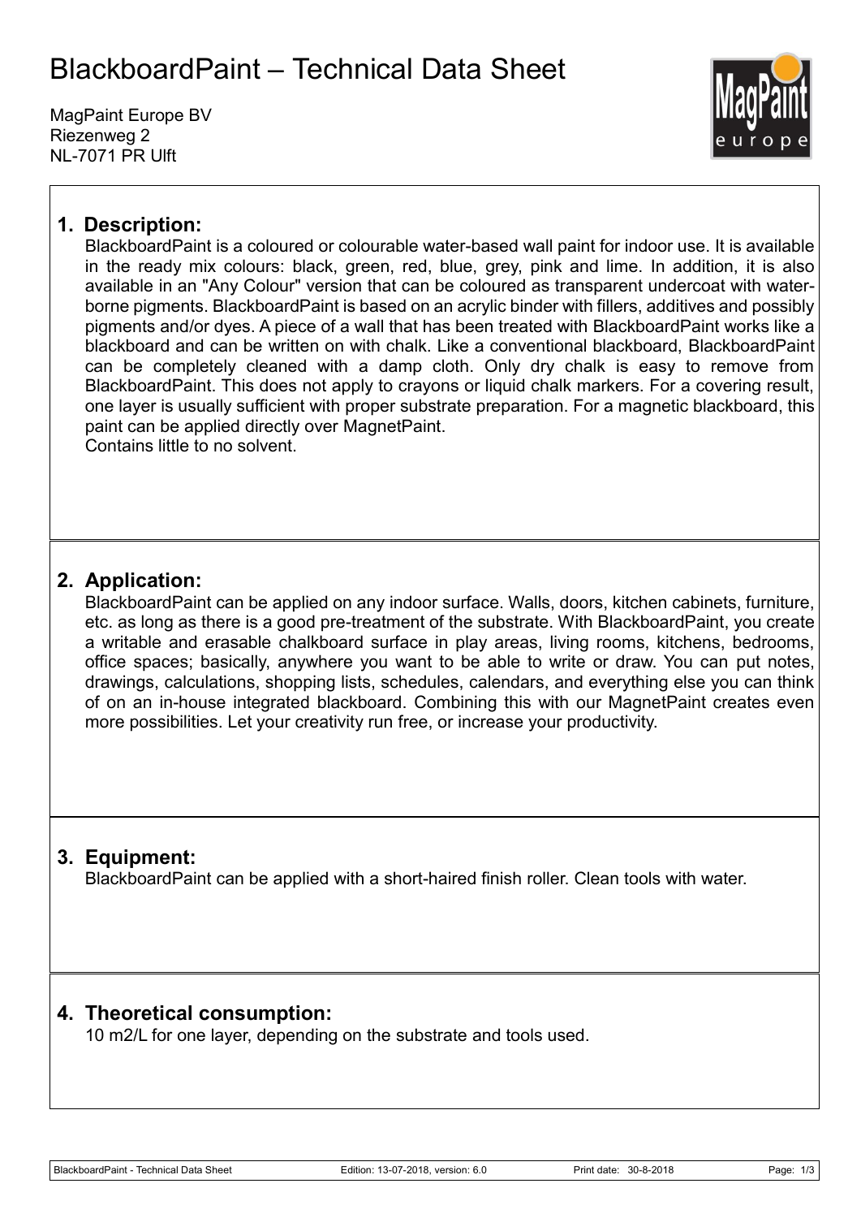# BlackboardPaint – Technical Data Sheet

MagPaint Europe BV
Riezenweg 2
NL-7071 PR Ulft

## 1. Description:

BlackboardPaint is a coloured or colourable water-based wall paint for indoor use. It is available in the ready mix colours: black, green, red, blue, grey, pink and lime. In addition, it is also available in an "Any Colour" version that can be coloured as transparent undercoat with water-borne pigments. BlackboardPaint is based on an acrylic binder with fillers, additives and possibly pigments and/or dyes. A piece of a wall that has been treated with BlackboardPaint works like a blackboard and can be written on with chalk. Like a conventional blackboard, BlackboardPaint can be completely cleaned with a damp cloth. Only dry chalk is easy to remove from BlackboardPaint. This does not apply to crayons or liquid chalk markers. For a covering result, one layer is usually sufficient with proper substrate preparation. For a magnetic blackboard, this paint can be applied directly over MagnetPaint.
Contains little to no solvent.

## 2. Application:

BlackboardPaint can be applied on any indoor surface. Walls, doors, kitchen cabinets, furniture, etc. as long as there is a good pre-treatment of the substrate. With BlackboardPaint, you create a writable and erasable chalkboard surface in play areas, living rooms, kitchens, bedrooms, office spaces; basically, anywhere you want to be able to write or draw. You can put notes, drawings, calculations, shopping lists, schedules, calendars, and everything else you can think of on an in-house integrated blackboard. Combining this with our MagnetPaint creates even more possibilities. Let your creativity run free, or increase your productivity.

## 3. Equipment:

BlackboardPaint can be applied with a short-haired finish roller. Clean tools with water.

## 4. Theoretical consumption:

10 m2/L for one layer, depending on the substrate and tools used.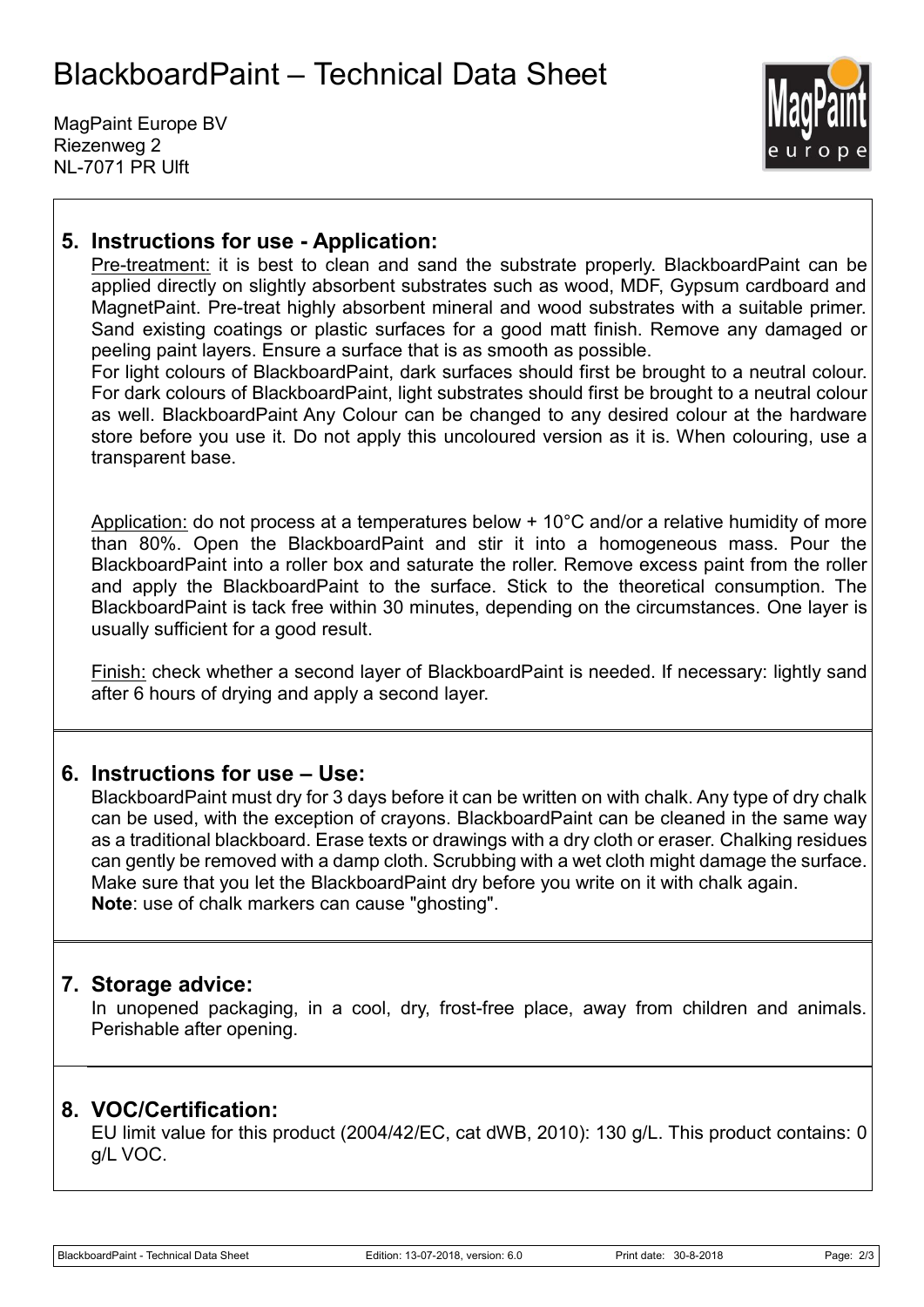# BlackboardPaint – Technical Data Sheet

MagPaint Europe BV
Riezenweg 2
NL-7071 PR Ulft

## 5. Instructions for use - Application:

Pre-treatment: it is best to clean and sand the substrate properly. BlackboardPaint can be applied directly on slightly absorbent substrates such as wood, MDF, Gypsum cardboard and MagnetPaint. Pre-treat highly absorbent mineral and wood substrates with a suitable primer. Sand existing coatings or plastic surfaces for a good matt finish. Remove any damaged or peeling paint layers. Ensure a surface that is as smooth as possible.
For light colours of BlackboardPaint, dark surfaces should first be brought to a neutral colour. For dark colours of BlackboardPaint, light substrates should first be brought to a neutral colour as well. BlackboardPaint Any Colour can be changed to any desired colour at the hardware store before you use it. Do not apply this uncoloured version as it is. When colouring, use a transparent base.

Application: do not process at a temperatures below + 10°C and/or a relative humidity of more than 80%. Open the BlackboardPaint and stir it into a homogeneous mass. Pour the BlackboardPaint into a roller box and saturate the roller. Remove excess paint from the roller and apply the BlackboardPaint to the surface. Stick to the theoretical consumption. The BlackboardPaint is tack free within 30 minutes, depending on the circumstances. One layer is usually sufficient for a good result.

Finish: check whether a second layer of BlackboardPaint is needed. If necessary: lightly sand after 6 hours of drying and apply a second layer.

## 6. Instructions for use – Use:

BlackboardPaint must dry for 3 days before it can be written on with chalk. Any type of dry chalk can be used, with the exception of crayons. BlackboardPaint can be cleaned in the same way as a traditional blackboard. Erase texts or drawings with a dry cloth or eraser. Chalking residues can gently be removed with a damp cloth. Scrubbing with a wet cloth might damage the surface. Make sure that you let the BlackboardPaint dry before you write on it with chalk again.
**Note**: use of chalk markers can cause "ghosting".

## 7. Storage advice:

In unopened packaging, in a cool, dry, frost-free place, away from children and animals. Perishable after opening.

## 8. VOC/Certification:

EU limit value for this product (2004/42/EC, cat dWB, 2010): 130 g/L. This product contains: 0 g/L VOC.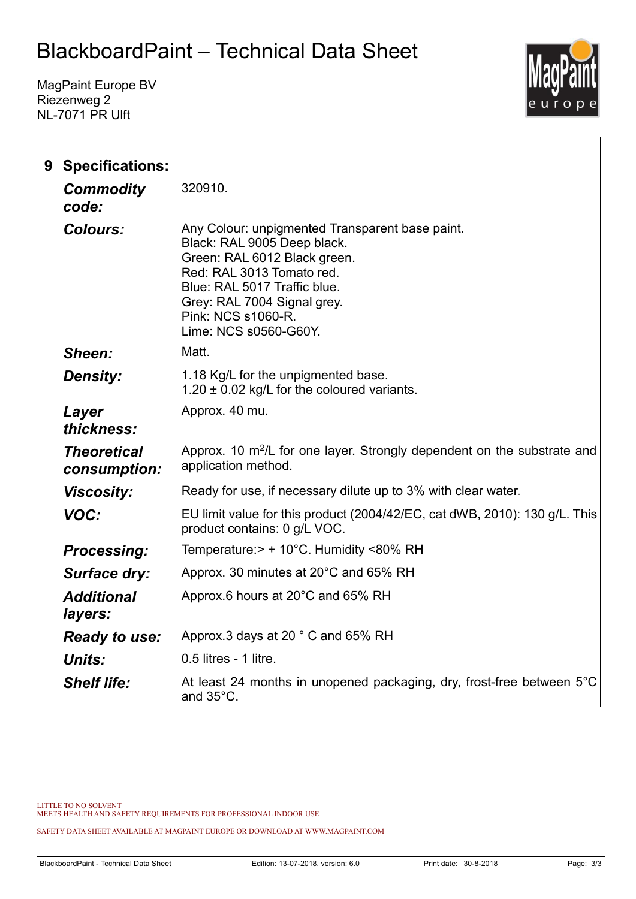# BlackboardPaint – Technical Data Sheet

MagPaint Europe BV
Riezenweg 2
NL-7071 PR Ulft

## 9 Specifications:

| | |
|---|---|
| ***Commodity code:*** | 320910. |
| ***Colours:*** | Any Colour: unpigmented Transparent base paint.<br>Black: RAL 9005 Deep black.<br>Green: RAL 6012 Black green.<br>Red: RAL 3013 Tomato red.<br>Blue: RAL 5017 Traffic blue.<br>Grey: RAL 7004 Signal grey.<br>Pink: NCS s1060-R.<br>Lime: NCS s0560-G60Y. |
| ***Sheen:*** | Matt. |
| ***Density:*** | 1.18 Kg/L for the unpigmented base.<br>1.20 ± 0.02 kg/L for the coloured variants. |
| ***Layer thickness:*** | Approx. 40 mu. |
| ***Theoretical consumption:*** | Approx. 10 $m^2$/L for one layer. Strongly dependent on the substrate and application method. |
| ***Viscosity:*** | Ready for use, if necessary dilute up to 3% with clear water. |
| ***VOC:*** | EU limit value for this product (2004/42/EC, cat dWB, 2010): 130 g/L. This product contains: 0 g/L VOC. |
| ***Processing:*** | Temperature:> + 10°C. Humidity <80% RH |
| ***Surface dry:*** | Approx. 30 minutes at 20°C and 65% RH |
| ***Additional layers:*** | Approx.6 hours at 20°C and 65% RH |
| ***Ready to use:*** | Approx.3 days at 20 ° C and 65% RH |
| ***Units:*** | 0.5 litres - 1 litre. |
| ***Shelf life:*** | At least 24 months in unopened packaging, dry, frost-free between 5°C and 35°C. |

LITTLE TO NO SOLVENT
MEETS HEALTH AND SAFETY REQUIREMENTS FOR PROFESSIONAL INDOOR USE

SAFETY DATA SHEET AVAILABLE AT MAGPAINT EUROPE OR DOWNLOAD AT WWW.MAGPAINT.COM